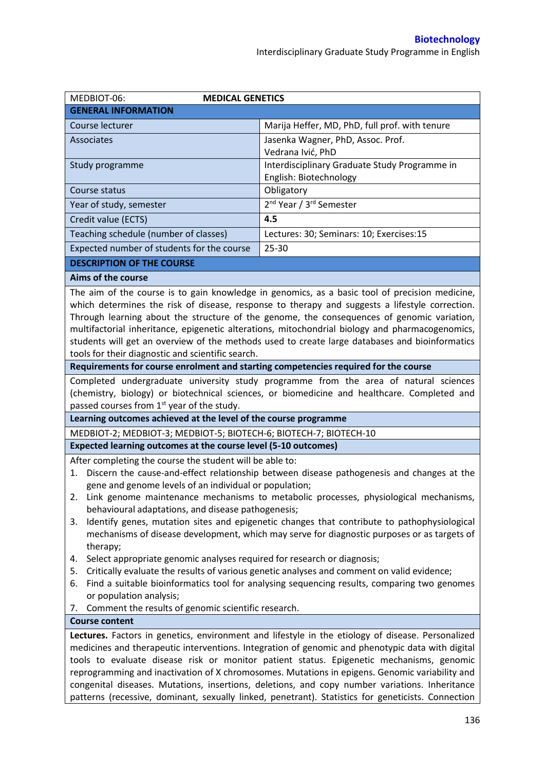| MEDBIOT-06: | **MEDICAL GENETICS** |
|---|---|
| **GENERAL INFORMATION** | |
| Course lecturer | Marija Heffer, MD, PhD, full prof. with tenure |
| Associates | Jasenka Wagner, PhD, Assoc. Prof.<br>Vedrana Ivić, PhD |
| Study programme | Interdisciplinary Graduate Study Programme in English: Biotechnology |
| Course status | Obligatory |
| Year of study, semester | 2nd Year / 3rd Semester |
| Credit value (ECTS) | **4.5** |
| Teaching schedule (number of classes) | Lectures: 30; Seminars: 10; Exercises:15 |
| Expected number of students for the course | 25-30 |

## DESCRIPTION OF THE COURSE

### Aims of the course

The aim of the course is to gain knowledge in genomics, as a basic tool of precision medicine, which determines the risk of disease, response to therapy and suggests a lifestyle correction. Through learning about the structure of the genome, the consequences of genomic variation, multifactorial inheritance, epigenetic alterations, mitochondrial biology and pharmacogenomics, students will get an overview of the methods used to create large databases and bioinformatics tools for their diagnostic and scientific search.

### Requirements for course enrolment and starting competencies required for the course

Completed undergraduate university study programme from the area of natural sciences (chemistry, biology) or biotechnical sciences, or biomedicine and healthcare. Completed and passed courses from 1st year of the study.

### Learning outcomes achieved at the level of the course programme

MEDBIOT-2; MEDBIOT-3; MEDBIOT-5; BIOTECH-6; BIOTECH-7; BIOTECH-10

### Expected learning outcomes at the course level (5-10 outcomes)

After completing the course the student will be able to:

1. Discern the cause-and-effect relationship between disease pathogenesis and changes at the gene and genome levels of an individual or population;
2. Link genome maintenance mechanisms to metabolic processes, physiological mechanisms, behavioural adaptations, and disease pathogenesis;
3. Identify genes, mutation sites and epigenetic changes that contribute to pathophysiological mechanisms of disease development, which may serve for diagnostic purposes or as targets of therapy;
4. Select appropriate genomic analyses required for research or diagnosis;
5. Critically evaluate the results of various genetic analyses and comment on valid evidence;
6. Find a suitable bioinformatics tool for analysing sequencing results, comparing two genomes or population analysis;
7. Comment the results of genomic scientific research.

### Course content

**Lectures.** Factors in genetics, environment and lifestyle in the etiology of disease. Personalized medicines and therapeutic interventions. Integration of genomic and phenotypic data with digital tools to evaluate disease risk or monitor patient status. Epigenetic mechanisms, genomic reprogramming and inactivation of X chromosomes. Mutations in epigens. Genomic variability and congenital diseases. Mutations, insertions, deletions, and copy number variations. Inheritance patterns (recessive, dominant, sexually linked, penetrant). Statistics for geneticists. Connection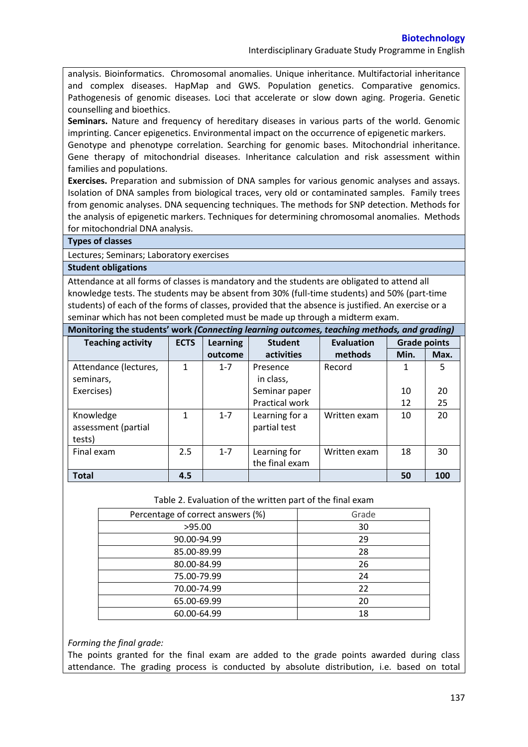analysis. Bioinformatics. Chromosomal anomalies. Unique inheritance. Multifactorial inheritance and complex diseases. HapMap and GWS. Population genetics. Comparative genomics. Pathogenesis of genomic diseases. Loci that accelerate or slow down aging. Progeria. Genetic counselling and bioethics.

**Seminars.** Nature and frequency of hereditary diseases in various parts of the world. Genomic imprinting. Cancer epigenetics. Environmental impact on the occurrence of epigenetic markers.
Genotype and phenotype correlation. Searching for genomic bases. Mitochondrial inheritance. Gene therapy of mitochondrial diseases. Inheritance calculation and risk assessment within families and populations.

**Exercises.** Preparation and submission of DNA samples for various genomic analyses and assays. Isolation of DNA samples from biological traces, very old or contaminated samples. Family trees from genomic analyses. DNA sequencing techniques. The methods for SNP detection. Methods for the analysis of epigenetic markers. Techniques for determining chromosomal anomalies. Methods for mitochondrial DNA analysis.

**Types of classes**

Lectures; Seminars; Laboratory exercises

**Student obligations**

Attendance at all forms of classes is mandatory and the students are obligated to attend all knowledge tests. The students may be absent from 30% (full-time students) and 50% (part-time students) of each of the forms of classes, provided that the absence is justified. An exercise or a seminar which has not been completed must be made up through a midterm exam.

**Monitoring the students' work *(Connecting learning outcomes, teaching methods, and grading)***

| Teaching activity | ECTS | Learning outcome | Student activities | Evaluation methods | Grade points | |
|---|---|---|---|---|---|---|
| | | | | | Min. | Max. |
| Attendance (lectures, seminars, Exercises) | 1 | 1-7 | Presence in class, | Record | 1 | 5 |
| | | | Seminar paper | | 10 | 20 |
| | | | Practical work | | 12 | 25 |
| Knowledge assessment (partial tests) | 1 | 1-7 | Learning for a partial test | Written exam | 10 | 20 |
| Final exam | 2.5 | 1-7 | Learning for the final exam | Written exam | 18 | 30 |
| **Total** | **4.5** | | | | **50** | **100** |

Table 2. Evaluation of the written part of the final exam

| Percentage of correct answers (%) | Grade |
|---|---|
| >95.00 | 30 |
| 90.00-94.99 | 29 |
| 85.00-89.99 | 28 |
| 80.00-84.99 | 26 |
| 75.00-79.99 | 24 |
| 70.00-74.99 | 22 |
| 65.00-69.99 | 20 |
| 60.00-64.99 | 18 |

*Forming the final grade:*

The points granted for the final exam are added to the grade points awarded during class attendance. The grading process is conducted by absolute distribution, i.e. based on total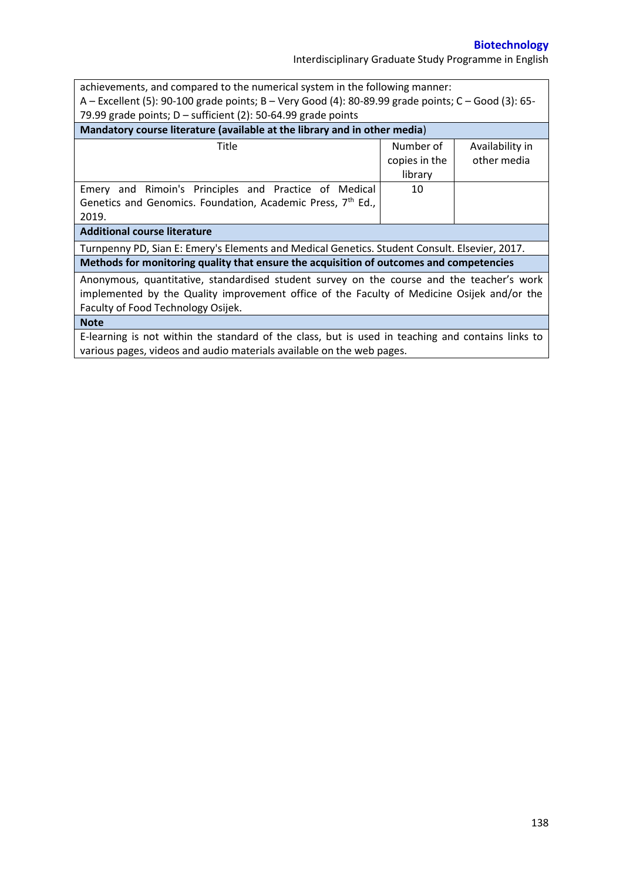achievements, and compared to the numerical system in the following manner:
A – Excellent (5): 90-100 grade points; B – Very Good (4): 80-89.99 grade points; C – Good (3): 65-79.99 grade points; D – sufficient (2): 50-64.99 grade points

**Mandatory course literature (available at the library and in other media)**

| Title | Number of copies in the library | Availability in other media |
|---|---|---|
| Emery and Rimoin's Principles and Practice of Medical Genetics and Genomics. Foundation, Academic Press, 7th Ed., 2019. | 10 | |

**Additional course literature**

Turnpenny PD, Sian E: Emery's Elements and Medical Genetics. Student Consult. Elsevier, 2017.

**Methods for monitoring quality that ensure the acquisition of outcomes and competencies**

Anonymous, quantitative, standardised student survey on the course and the teacher's work implemented by the Quality improvement office of the Faculty of Medicine Osijek and/or the Faculty of Food Technology Osijek.

**Note**

E-learning is not within the standard of the class, but is used in teaching and contains links to various pages, videos and audio materials available on the web pages.